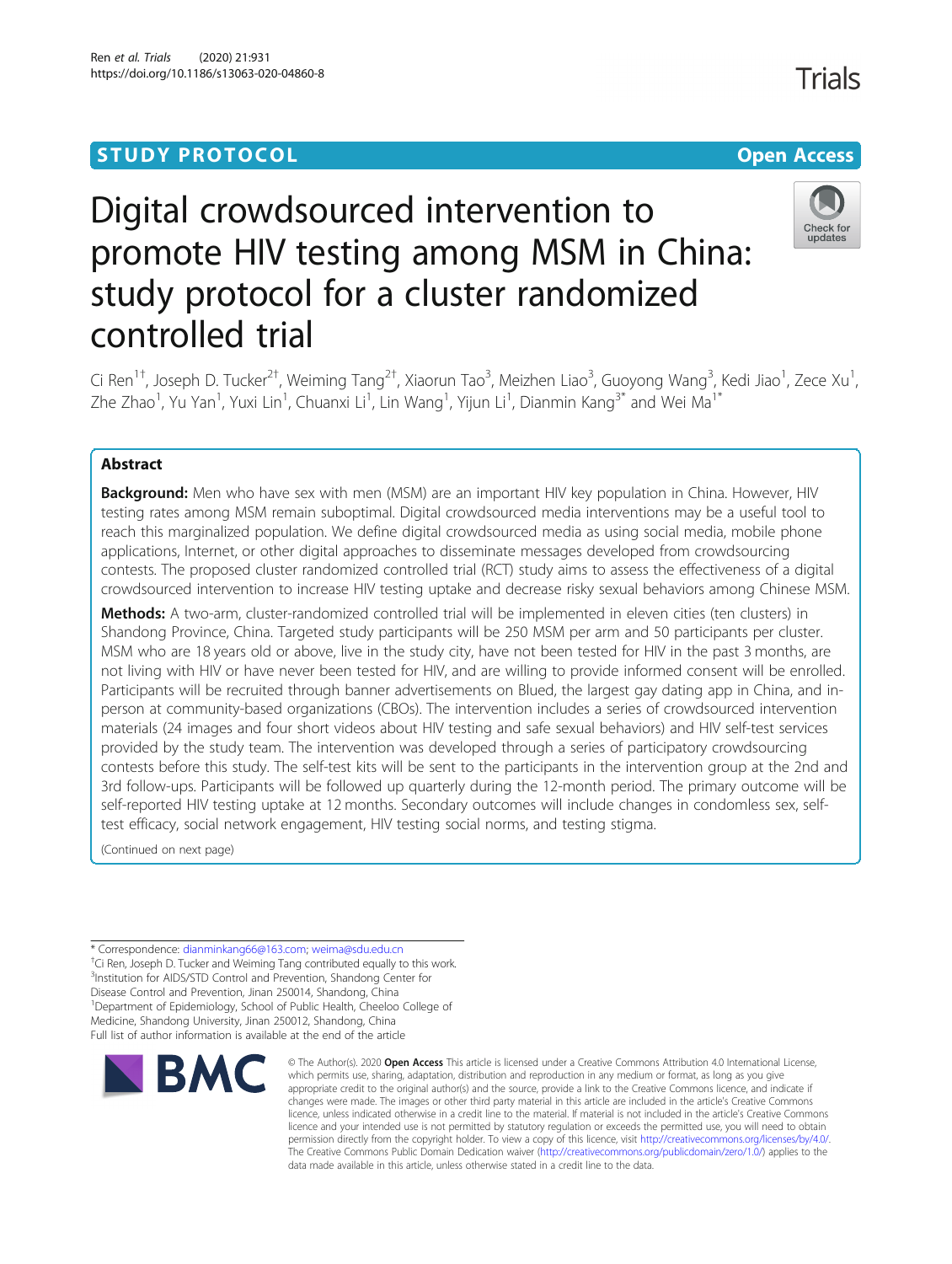STUDY PROTOCOL

Open Access

# Digital crowdsourced intervention to promote HIV testing among MSM in China: study protocol for a cluster randomized controlled trial

Ci Ren[1†], Joseph D. Tucker[2†], Weiming Tang[2†], Xiaorun Tao[3], Meizhen Liao[3], Guoyong Wang[3], Kedi Jiao[1], Zece Xu[1], Zhe Zhao[1], Yu Yan[1], Yuxi Lin[1], Chuanxi Li[1], Lin Wang[1], Yijun Li[1], Dianmin Kang[3*] and Wei Ma[1*]

## Abstract

**Background:** Men who have sex with men (MSM) are an important HIV key population in China. However, HIV testing rates among MSM remain suboptimal. Digital crowdsourced media interventions may be a useful tool to reach this marginalized population. We define digital crowdsourced media as using social media, mobile phone applications, Internet, or other digital approaches to disseminate messages developed from crowdsourcing contests. The proposed cluster randomized controlled trial (RCT) study aims to assess the effectiveness of a digital crowdsourced intervention to increase HIV testing uptake and decrease risky sexual behaviors among Chinese MSM.

**Methods:** A two-arm, cluster-randomized controlled trial will be implemented in eleven cities (ten clusters) in Shandong Province, China. Targeted study participants will be 250 MSM per arm and 50 participants per cluster. MSM who are 18 years old or above, live in the study city, have not been tested for HIV in the past 3 months, are not living with HIV or have never been tested for HIV, and are willing to provide informed consent will be enrolled. Participants will be recruited through banner advertisements on Blued, the largest gay dating app in China, and in-person at community-based organizations (CBOs). The intervention includes a series of crowdsourced intervention materials (24 images and four short videos about HIV testing and safe sexual behaviors) and HIV self-test services provided by the study team. The intervention was developed through a series of participatory crowdsourcing contests before this study. The self-test kits will be sent to the participants in the intervention group at the 2nd and 3rd follow-ups. Participants will be followed up quarterly during the 12-month period. The primary outcome will be self-reported HIV testing uptake at 12 months. Secondary outcomes will include changes in condomless sex, self-test efficacy, social network engagement, HIV testing social norms, and testing stigma.

(Continued on next page)

* Correspondence: dianminkang66@163.com; weima@sdu.edu.cn
†Ci Ren, Joseph D. Tucker and Weiming Tang contributed equally to this work.
[3]Institution for AIDS/STD Control and Prevention, Shandong Center for Disease Control and Prevention, Jinan 250014, Shandong, China
[1]Department of Epidemiology, School of Public Health, Cheeloo College of Medicine, Shandong University, Jinan 250012, Shandong, China
Full list of author information is available at the end of the article

© The Author(s). 2020 **Open Access** This article is licensed under a Creative Commons Attribution 4.0 International License, which permits use, sharing, adaptation, distribution and reproduction in any medium or format, as long as you give appropriate credit to the original author(s) and the source, provide a link to the Creative Commons licence, and indicate if changes were made. The images or other third party material in this article are included in the article's Creative Commons licence, unless indicated otherwise in a credit line to the material. If material is not included in the article's Creative Commons licence and your intended use is not permitted by statutory regulation or exceeds the permitted use, you will need to obtain permission directly from the copyright holder. To view a copy of this licence, visit http://creativecommons.org/licenses/by/4.0/. The Creative Commons Public Domain Dedication waiver (http://creativecommons.org/publicdomain/zero/1.0/) applies to the data made available in this article, unless otherwise stated in a credit line to the data.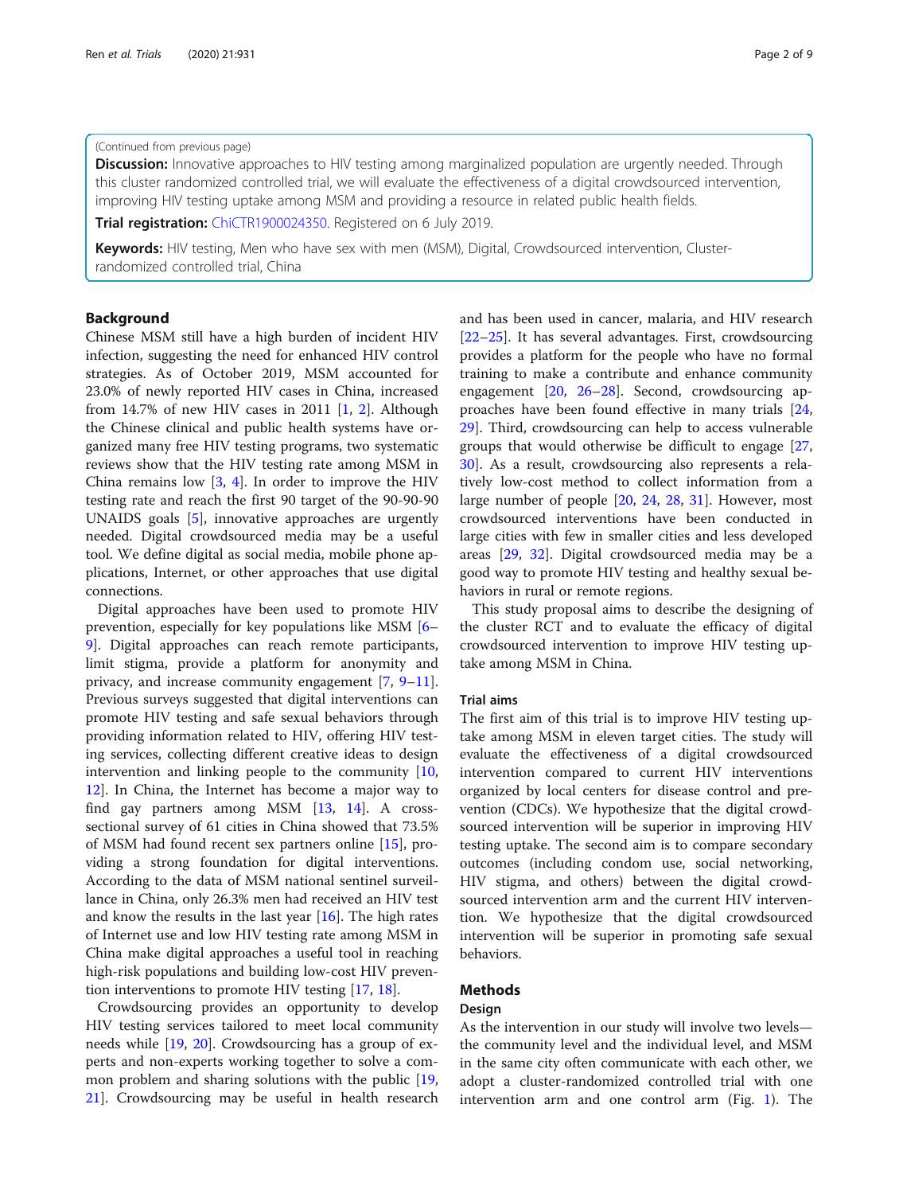(Continued from previous page)

**Discussion:** Innovative approaches to HIV testing among marginalized population are urgently needed. Through this cluster randomized controlled trial, we will evaluate the effectiveness of a digital crowdsourced intervention, improving HIV testing uptake among MSM and providing a resource in related public health fields.

**Trial registration:** ChiCTR1900024350. Registered on 6 July 2019.

**Keywords:** HIV testing, Men who have sex with men (MSM), Digital, Crowdsourced intervention, Cluster-randomized controlled trial, China

## Background

Chinese MSM still have a high burden of incident HIV infection, suggesting the need for enhanced HIV control strategies. As of October 2019, MSM accounted for 23.0% of newly reported HIV cases in China, increased from 14.7% of new HIV cases in 2011 [1, 2]. Although the Chinese clinical and public health systems have organized many free HIV testing programs, two systematic reviews show that the HIV testing rate among MSM in China remains low [3, 4]. In order to improve the HIV testing rate and reach the first 90 target of the 90-90-90 UNAIDS goals [5], innovative approaches are urgently needed. Digital crowdsourced media may be a useful tool. We define digital as social media, mobile phone applications, Internet, or other approaches that use digital connections.

Digital approaches have been used to promote HIV prevention, especially for key populations like MSM [6–9]. Digital approaches can reach remote participants, limit stigma, provide a platform for anonymity and privacy, and increase community engagement [7, 9–11]. Previous surveys suggested that digital interventions can promote HIV testing and safe sexual behaviors through providing information related to HIV, offering HIV testing services, collecting different creative ideas to design intervention and linking people to the community [10, 12]. In China, the Internet has become a major way to find gay partners among MSM [13, 14]. A cross-sectional survey of 61 cities in China showed that 73.5% of MSM had found recent sex partners online [15], providing a strong foundation for digital interventions. According to the data of MSM national sentinel surveillance in China, only 26.3% men had received an HIV test and know the results in the last year [16]. The high rates of Internet use and low HIV testing rate among MSM in China make digital approaches a useful tool in reaching high-risk populations and building low-cost HIV prevention interventions to promote HIV testing [17, 18].

Crowdsourcing provides an opportunity to develop HIV testing services tailored to meet local community needs while [19, 20]. Crowdsourcing has a group of experts and non-experts working together to solve a common problem and sharing solutions with the public [19, 21]. Crowdsourcing may be useful in health research and has been used in cancer, malaria, and HIV research [22–25]. It has several advantages. First, crowdsourcing provides a platform for the people who have no formal training to make a contribute and enhance community engagement [20, 26–28]. Second, crowdsourcing approaches have been found effective in many trials [24, 29]. Third, crowdsourcing can help to access vulnerable groups that would otherwise be difficult to engage [27, 30]. As a result, crowdsourcing also represents a relatively low-cost method to collect information from a large number of people [20, 24, 28, 31]. However, most crowdsourced interventions have been conducted in large cities with few in smaller cities and less developed areas [29, 32]. Digital crowdsourced media may be a good way to promote HIV testing and healthy sexual behaviors in rural or remote regions.

This study proposal aims to describe the designing of the cluster RCT and to evaluate the efficacy of digital crowdsourced intervention to improve HIV testing uptake among MSM in China.

### Trial aims

The first aim of this trial is to improve HIV testing uptake among MSM in eleven target cities. The study will evaluate the effectiveness of a digital crowdsourced intervention compared to current HIV interventions organized by local centers for disease control and prevention (CDCs). We hypothesize that the digital crowdsourced intervention will be superior in improving HIV testing uptake. The second aim is to compare secondary outcomes (including condom use, social networking, HIV stigma, and others) between the digital crowdsourced intervention arm and the current HIV intervention. We hypothesize that the digital crowdsourced intervention will be superior in promoting safe sexual behaviors.

## Methods

### Design

As the intervention in our study will involve two levels—the community level and the individual level, and MSM in the same city often communicate with each other, we adopt a cluster-randomized controlled trial with one intervention arm and one control arm (Fig. 1). The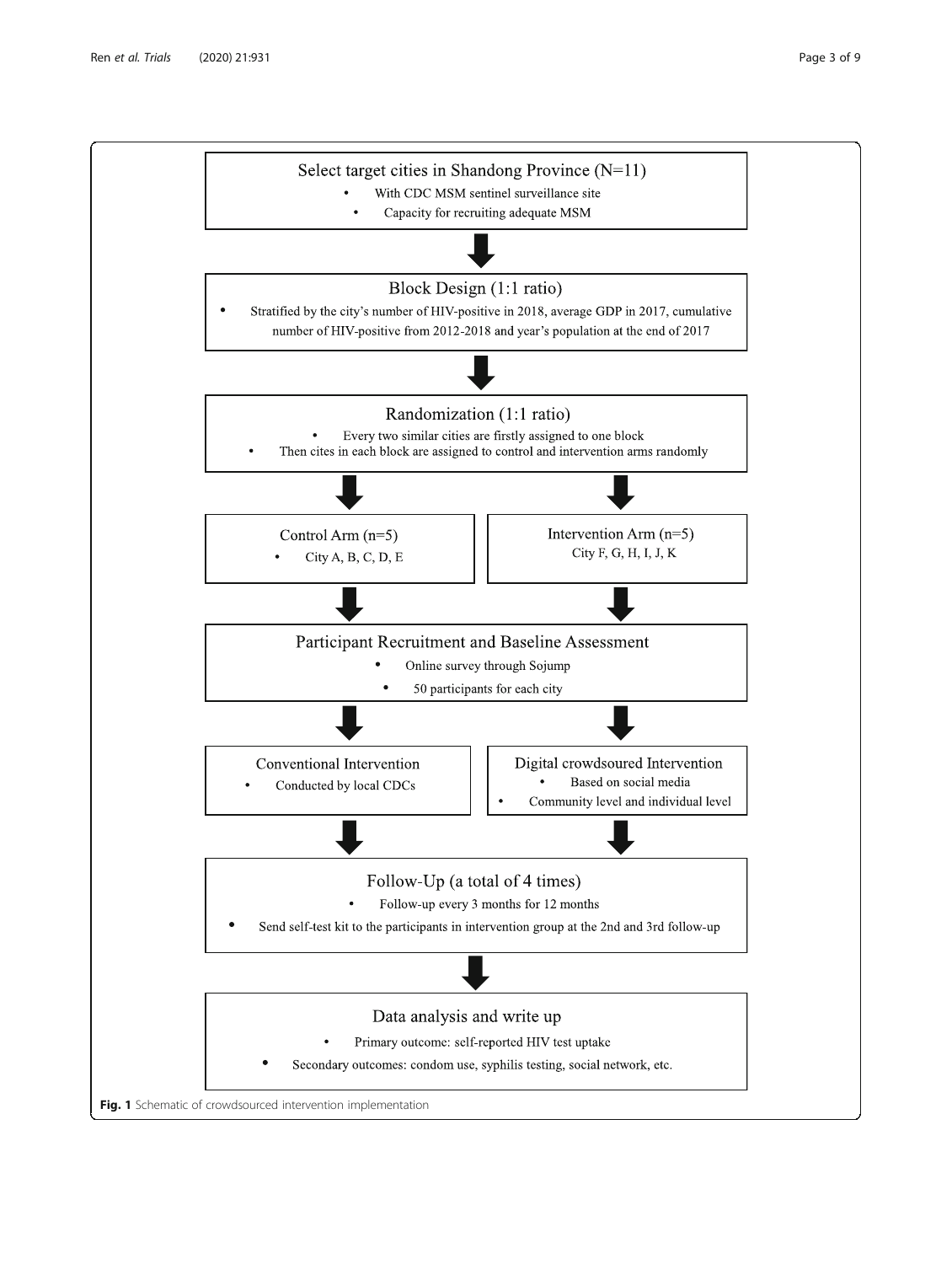Select target cities in Shandong Province (N=11)

- With CDC MSM sentinel surveillance site
- Capacity for recruiting adequate MSM

Block Design (1:1 ratio)

- Stratified by the city's number of HIV-positive in 2018, average GDP in 2017, cumulative number of HIV-positive from 2012-2018 and year's population at the end of 2017

Randomization (1:1 ratio)

- Every two similar cities are firstly assigned to one block
- Then cites in each block are assigned to control and intervention arms randomly

Control Arm (n=5)

- City A, B, C, D, E

Intervention Arm (n=5)

City F, G, H, I, J, K

Participant Recruitment and Baseline Assessment

- Online survey through Sojump
- 50 participants for each city

Conventional Intervention

- Conducted by local CDCs

Digital crowdsoured Intervention

- Based on social media
- Community level and individual level

Follow-Up (a total of 4 times)

- Follow-up every 3 months for 12 months
- Send self-test kit to the participants in intervention group at the 2nd and 3rd follow-up

Data analysis and write up

- Primary outcome: self-reported HIV test uptake
- Secondary outcomes: condom use, syphilis testing, social network, etc.

**Fig. 1** Schematic of crowdsourced intervention implementation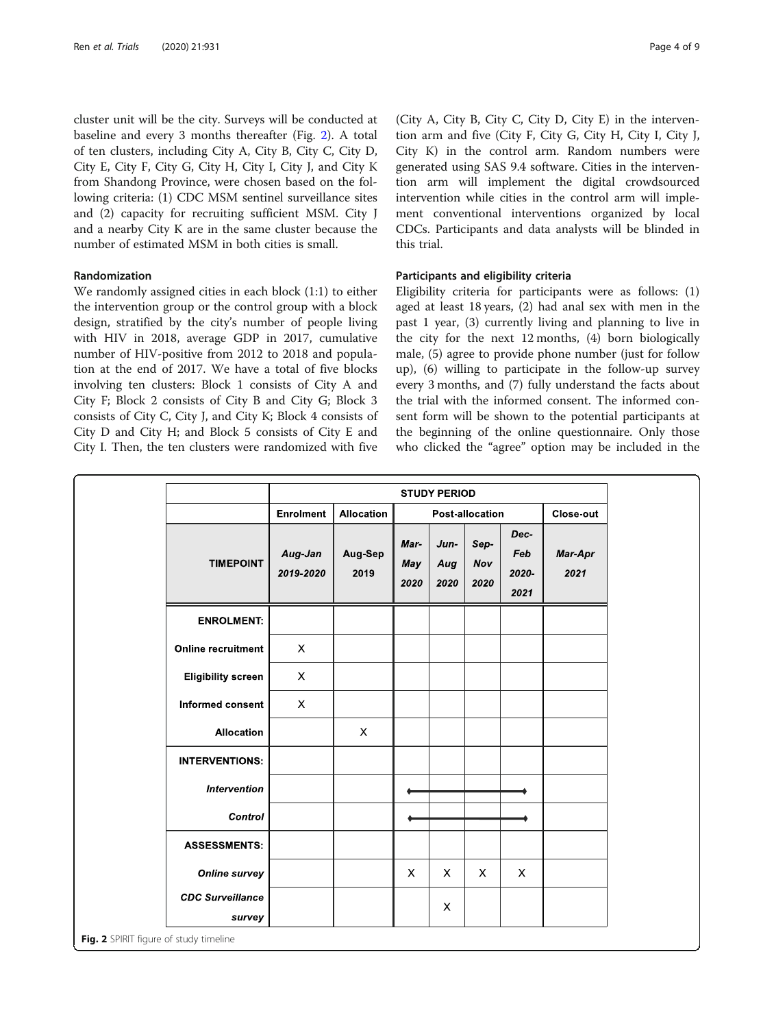cluster unit will be the city. Surveys will be conducted at baseline and every 3 months thereafter (Fig. 2). A total of ten clusters, including City A, City B, City C, City D, City E, City F, City G, City H, City I, City J, and City K from Shandong Province, were chosen based on the following criteria: (1) CDC MSM sentinel surveillance sites and (2) capacity for recruiting sufficient MSM. City J and a nearby City K are in the same cluster because the number of estimated MSM in both cities is small.

### Randomization

We randomly assigned cities in each block (1:1) to either the intervention group or the control group with a block design, stratified by the city's number of people living with HIV in 2018, average GDP in 2017, cumulative number of HIV-positive from 2012 to 2018 and population at the end of 2017. We have a total of five blocks involving ten clusters: Block 1 consists of City A and City F; Block 2 consists of City B and City G; Block 3 consists of City C, City J, and City K; Block 4 consists of City D and City H; and Block 5 consists of City E and City I. Then, the ten clusters were randomized with five (City A, City B, City C, City D, City E) in the intervention arm and five (City F, City G, City H, City I, City J, City K) in the control arm. Random numbers were generated using SAS 9.4 software. Cities in the intervention arm will implement the digital crowdsourced intervention while cities in the control arm will implement conventional interventions organized by local CDCs. Participants and data analysts will be blinded in this trial.

### Participants and eligibility criteria

Eligibility criteria for participants were as follows: (1) aged at least 18 years, (2) had anal sex with men in the past 1 year, (3) currently living and planning to live in the city for the next 12 months, (4) born biologically male, (5) agree to provide phone number (just for follow up), (6) willing to participate in the follow-up survey every 3 months, and (7) fully understand the facts about the trial with the informed consent. The informed consent form will be shown to the potential participants at the beginning of the online questionnaire. Only those who clicked the "agree" option may be included in the

| | STUDY PERIOD | | | | | | |
|---|---|---|---|---|---|---|---|
| | **Enrolment** | **Allocation** | **Post-allocation** | | | | **Close-out** |
| **TIMEPOINT** | *Aug-Jan 2019-2020* | Aug-Sep 2019 | *Mar-May 2020* | *Jun-Aug 2020* | *Sep-Nov 2020* | *Dec-Feb 2020-2021* | *Mar-Apr 2021* |
| **ENROLMENT:** | | | | | | | |
| **Online recruitment** | X | | | | | | |
| **Eligibility screen** | X | | | | | | |
| **Informed consent** | X | | | | | | |
| **Allocation** | | X | | | | | |
| **INTERVENTIONS:** | | | | | | | |
| ***Intervention*** | | | ⟵ | ⟶ | ⟶ | ⟶ | |
| ***Control*** | | | ⟵ | ⟶ | ⟶ | ⟶ | |
| **ASSESSMENTS:** | | | | | | | |
| ***Online survey*** | | | X | X | X | X | |
| ***CDC Surveillance survey*** | | | | X | | | |

**Fig. 2** SPIRIT figure of study timeline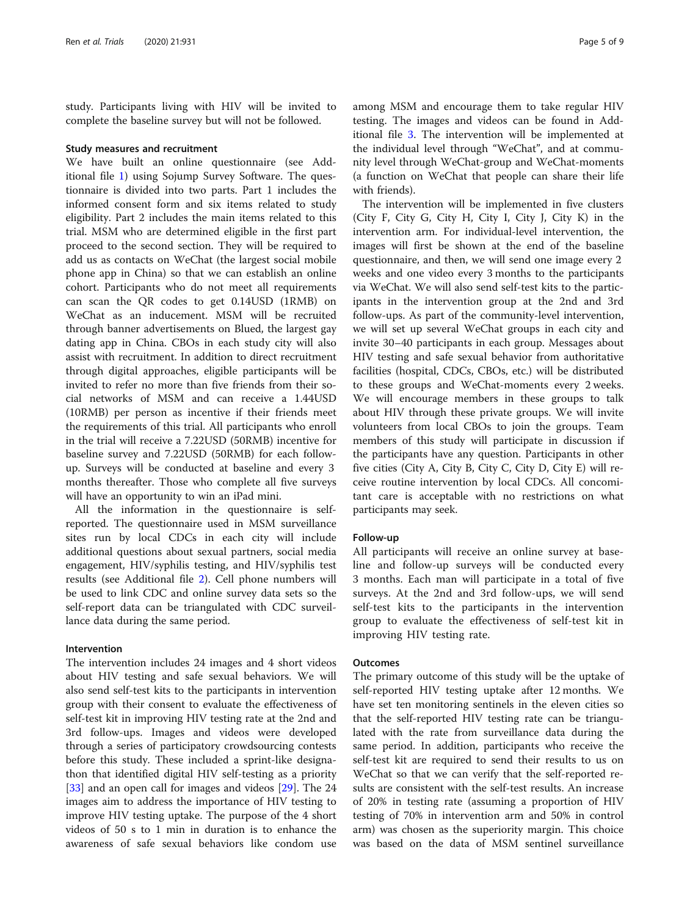study. Participants living with HIV will be invited to complete the baseline survey but will not be followed.

### Study measures and recruitment

We have built an online questionnaire (see Additional file 1) using Sojump Survey Software. The questionnaire is divided into two parts. Part 1 includes the informed consent form and six items related to study eligibility. Part 2 includes the main items related to this trial. MSM who are determined eligible in the first part proceed to the second section. They will be required to add us as contacts on WeChat (the largest social mobile phone app in China) so that we can establish an online cohort. Participants who do not meet all requirements can scan the QR codes to get 0.14USD (1RMB) on WeChat as an inducement. MSM will be recruited through banner advertisements on Blued, the largest gay dating app in China. CBOs in each study city will also assist with recruitment. In addition to direct recruitment through digital approaches, eligible participants will be invited to refer no more than five friends from their social networks of MSM and can receive a 1.44USD (10RMB) per person as incentive if their friends meet the requirements of this trial. All participants who enroll in the trial will receive a 7.22USD (50RMB) incentive for baseline survey and 7.22USD (50RMB) for each follow-up. Surveys will be conducted at baseline and every 3 months thereafter. Those who complete all five surveys will have an opportunity to win an iPad mini.

All the information in the questionnaire is self-reported. The questionnaire used in MSM surveillance sites run by local CDCs in each city will include additional questions about sexual partners, social media engagement, HIV/syphilis testing, and HIV/syphilis test results (see Additional file 2). Cell phone numbers will be used to link CDC and online survey data sets so the self-report data can be triangulated with CDC surveillance data during the same period.

### Intervention

The intervention includes 24 images and 4 short videos about HIV testing and safe sexual behaviors. We will also send self-test kits to the participants in intervention group with their consent to evaluate the effectiveness of self-test kit in improving HIV testing rate at the 2nd and 3rd follow-ups. Images and videos were developed through a series of participatory crowdsourcing contests before this study. These included a sprint-like designathon that identified digital HIV self-testing as a priority [33] and an open call for images and videos [29]. The 24 images aim to address the importance of HIV testing to improve HIV testing uptake. The purpose of the 4 short videos of 50 s to 1 min in duration is to enhance the awareness of safe sexual behaviors like condom use among MSM and encourage them to take regular HIV testing. The images and videos can be found in Additional file 3. The intervention will be implemented at the individual level through "WeChat", and at community level through WeChat-group and WeChat-moments (a function on WeChat that people can share their life with friends).

The intervention will be implemented in five clusters (City F, City G, City H, City I, City J, City K) in the intervention arm. For individual-level intervention, the images will first be shown at the end of the baseline questionnaire, and then, we will send one image every 2 weeks and one video every 3 months to the participants via WeChat. We will also send self-test kits to the participants in the intervention group at the 2nd and 3rd follow-ups. As part of the community-level intervention, we will set up several WeChat groups in each city and invite 30–40 participants in each group. Messages about HIV testing and safe sexual behavior from authoritative facilities (hospital, CDCs, CBOs, etc.) will be distributed to these groups and WeChat-moments every 2 weeks. We will encourage members in these groups to talk about HIV through these private groups. We will invite volunteers from local CBOs to join the groups. Team members of this study will participate in discussion if the participants have any question. Participants in other five cities (City A, City B, City C, City D, City E) will receive routine intervention by local CDCs. All concomitant care is acceptable with no restrictions on what participants may seek.

### Follow-up

All participants will receive an online survey at baseline and follow-up surveys will be conducted every 3 months. Each man will participate in a total of five surveys. At the 2nd and 3rd follow-ups, we will send self-test kits to the participants in the intervention group to evaluate the effectiveness of self-test kit in improving HIV testing rate.

### Outcomes

The primary outcome of this study will be the uptake of self-reported HIV testing uptake after 12 months. We have set ten monitoring sentinels in the eleven cities so that the self-reported HIV testing rate can be triangulated with the rate from surveillance data during the same period. In addition, participants who receive the self-test kit are required to send their results to us on WeChat so that we can verify that the self-reported results are consistent with the self-test results. An increase of 20% in testing rate (assuming a proportion of HIV testing of 70% in intervention arm and 50% in control arm) was chosen as the superiority margin. This choice was based on the data of MSM sentinel surveillance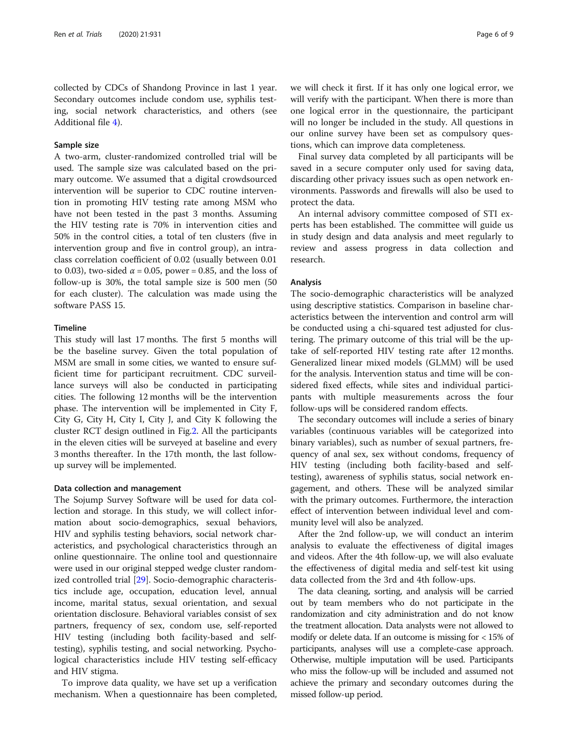collected by CDCs of Shandong Province in last 1 year. Secondary outcomes include condom use, syphilis testing, social network characteristics, and others (see Additional file 4).

### Sample size

A two-arm, cluster-randomized controlled trial will be used. The sample size was calculated based on the primary outcome. We assumed that a digital crowdsourced intervention will be superior to CDC routine intervention in promoting HIV testing rate among MSM who have not been tested in the past 3 months. Assuming the HIV testing rate is 70% in intervention cities and 50% in the control cities, a total of ten clusters (five in intervention group and five in control group), an intraclass correlation coefficient of 0.02 (usually between 0.01 to 0.03), two-sided $\alpha = 0.05$, power = 0.85, and the loss of follow-up is 30%, the total sample size is 500 men (50 for each cluster). The calculation was made using the software PASS 15.

### Timeline

This study will last 17 months. The first 5 months will be the baseline survey. Given the total population of MSM are small in some cities, we wanted to ensure sufficient time for participant recruitment. CDC surveillance surveys will also be conducted in participating cities. The following 12 months will be the intervention phase. The intervention will be implemented in City F, City G, City H, City I, City J, and City K following the cluster RCT design outlined in Fig.2. All the participants in the eleven cities will be surveyed at baseline and every 3 months thereafter. In the 17th month, the last follow-up survey will be implemented.

### Data collection and management

The Sojump Survey Software will be used for data collection and storage. In this study, we will collect information about socio-demographics, sexual behaviors, HIV and syphilis testing behaviors, social network characteristics, and psychological characteristics through an online questionnaire. The online tool and questionnaire were used in our original stepped wedge cluster randomized controlled trial [29]. Socio-demographic characteristics include age, occupation, education level, annual income, marital status, sexual orientation, and sexual orientation disclosure. Behavioral variables consist of sex partners, frequency of sex, condom use, self-reported HIV testing (including both facility-based and self-testing), syphilis testing, and social networking. Psychological characteristics include HIV testing self-efficacy and HIV stigma.

To improve data quality, we have set up a verification mechanism. When a questionnaire has been completed, we will check it first. If it has only one logical error, we will verify with the participant. When there is more than one logical error in the questionnaire, the participant will no longer be included in the study. All questions in our online survey have been set as compulsory questions, which can improve data completeness.

Final survey data completed by all participants will be saved in a secure computer only used for saving data, discarding other privacy issues such as open network environments. Passwords and firewalls will also be used to protect the data.

An internal advisory committee composed of STI experts has been established. The committee will guide us in study design and data analysis and meet regularly to review and assess progress in data collection and research.

### Analysis

The socio-demographic characteristics will be analyzed using descriptive statistics. Comparison in baseline characteristics between the intervention and control arm will be conducted using a chi-squared test adjusted for clustering. The primary outcome of this trial will be the uptake of self-reported HIV testing rate after 12 months. Generalized linear mixed models (GLMM) will be used for the analysis. Intervention status and time will be considered fixed effects, while sites and individual participants with multiple measurements across the four follow-ups will be considered random effects.

The secondary outcomes will include a series of binary variables (continuous variables will be categorized into binary variables), such as number of sexual partners, frequency of anal sex, sex without condoms, frequency of HIV testing (including both facility-based and self-testing), awareness of syphilis status, social network engagement, and others. These will be analyzed similar with the primary outcomes. Furthermore, the interaction effect of intervention between individual level and community level will also be analyzed.

After the 2nd follow-up, we will conduct an interim analysis to evaluate the effectiveness of digital images and videos. After the 4th follow-up, we will also evaluate the effectiveness of digital media and self-test kit using data collected from the 3rd and 4th follow-ups.

The data cleaning, sorting, and analysis will be carried out by team members who do not participate in the randomization and city administration and do not know the treatment allocation. Data analysts were not allowed to modify or delete data. If an outcome is missing for < 15% of participants, analyses will use a complete-case approach. Otherwise, multiple imputation will be used. Participants who miss the follow-up will be included and assumed not achieve the primary and secondary outcomes during the missed follow-up period.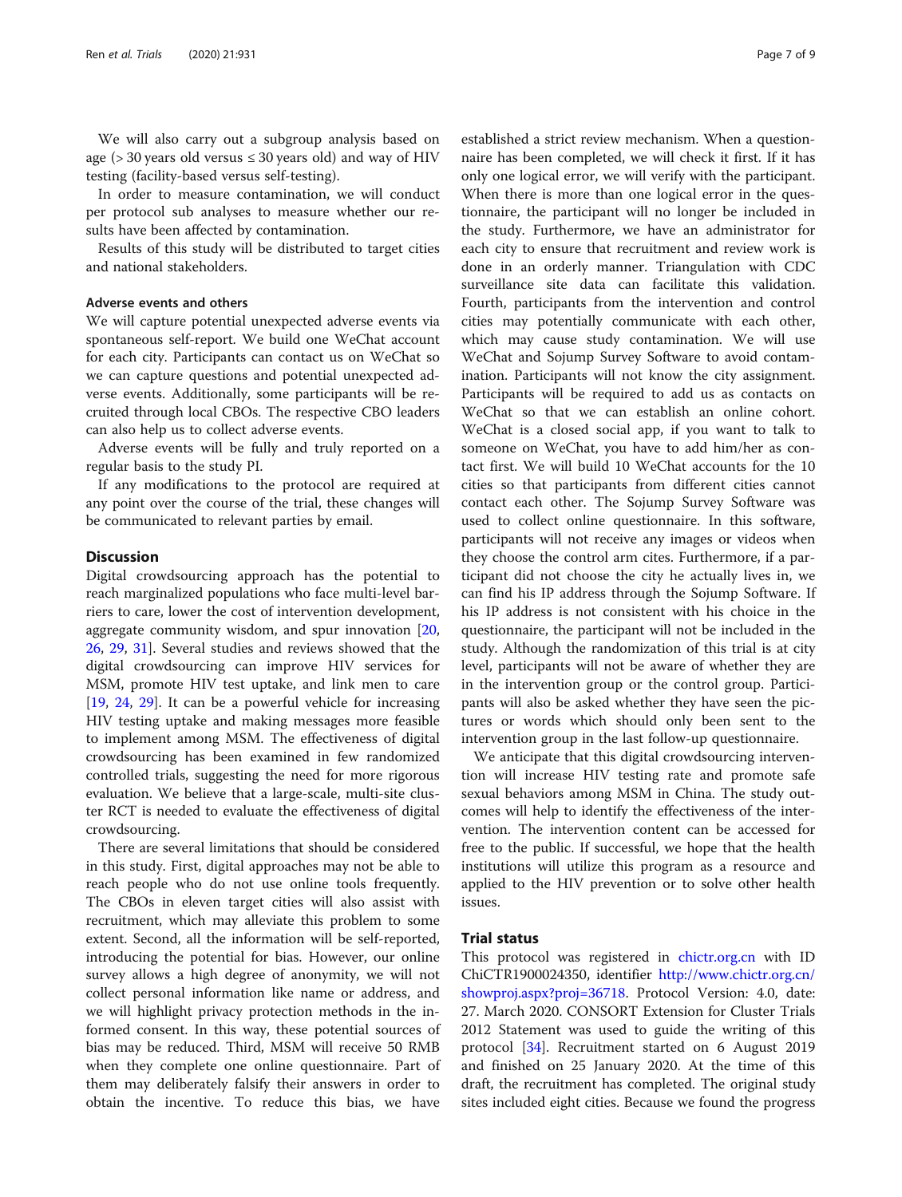We will also carry out a subgroup analysis based on age (> 30 years old versus ≤ 30 years old) and way of HIV testing (facility-based versus self-testing).

In order to measure contamination, we will conduct per protocol sub analyses to measure whether our results have been affected by contamination.

Results of this study will be distributed to target cities and national stakeholders.

### Adverse events and others

We will capture potential unexpected adverse events via spontaneous self-report. We build one WeChat account for each city. Participants can contact us on WeChat so we can capture questions and potential unexpected adverse events. Additionally, some participants will be recruited through local CBOs. The respective CBO leaders can also help us to collect adverse events.

Adverse events will be fully and truly reported on a regular basis to the study PI.

If any modifications to the protocol are required at any point over the course of the trial, these changes will be communicated to relevant parties by email.

## Discussion

Digital crowdsourcing approach has the potential to reach marginalized populations who face multi-level barriers to care, lower the cost of intervention development, aggregate community wisdom, and spur innovation [20, 26, 29, 31]. Several studies and reviews showed that the digital crowdsourcing can improve HIV services for MSM, promote HIV test uptake, and link men to care [19, 24, 29]. It can be a powerful vehicle for increasing HIV testing uptake and making messages more feasible to implement among MSM. The effectiveness of digital crowdsourcing has been examined in few randomized controlled trials, suggesting the need for more rigorous evaluation. We believe that a large-scale, multi-site cluster RCT is needed to evaluate the effectiveness of digital crowdsourcing.

There are several limitations that should be considered in this study. First, digital approaches may not be able to reach people who do not use online tools frequently. The CBOs in eleven target cities will also assist with recruitment, which may alleviate this problem to some extent. Second, all the information will be self-reported, introducing the potential for bias. However, our online survey allows a high degree of anonymity, we will not collect personal information like name or address, and we will highlight privacy protection methods in the informed consent. In this way, these potential sources of bias may be reduced. Third, MSM will receive 50 RMB when they complete one online questionnaire. Part of them may deliberately falsify their answers in order to obtain the incentive. To reduce this bias, we have established a strict review mechanism. When a questionnaire has been completed, we will check it first. If it has only one logical error, we will verify with the participant. When there is more than one logical error in the questionnaire, the participant will no longer be included in the study. Furthermore, we have an administrator for each city to ensure that recruitment and review work is done in an orderly manner. Triangulation with CDC surveillance site data can facilitate this validation. Fourth, participants from the intervention and control cities may potentially communicate with each other, which may cause study contamination. We will use WeChat and Sojump Survey Software to avoid contamination. Participants will not know the city assignment. Participants will be required to add us as contacts on WeChat so that we can establish an online cohort. WeChat is a closed social app, if you want to talk to someone on WeChat, you have to add him/her as contact first. We will build 10 WeChat accounts for the 10 cities so that participants from different cities cannot contact each other. The Sojump Survey Software was used to collect online questionnaire. In this software, participants will not receive any images or videos when they choose the control arm cites. Furthermore, if a participant did not choose the city he actually lives in, we can find his IP address through the Sojump Software. If his IP address is not consistent with his choice in the questionnaire, the participant will not be included in the study. Although the randomization of this trial is at city level, participants will not be aware of whether they are in the intervention group or the control group. Participants will also be asked whether they have seen the pictures or words which should only been sent to the intervention group in the last follow-up questionnaire.

We anticipate that this digital crowdsourcing intervention will increase HIV testing rate and promote safe sexual behaviors among MSM in China. The study outcomes will help to identify the effectiveness of the intervention. The intervention content can be accessed for free to the public. If successful, we hope that the health institutions will utilize this program as a resource and applied to the HIV prevention or to solve other health issues.

## Trial status

This protocol was registered in chictr.org.cn with ID ChiCTR1900024350, identifier http://www.chictr.org.cn/showproj.aspx?proj=36718. Protocol Version: 4.0, date: 27. March 2020. CONSORT Extension for Cluster Trials 2012 Statement was used to guide the writing of this protocol [34]. Recruitment started on 6 August 2019 and finished on 25 January 2020. At the time of this draft, the recruitment has completed. The original study sites included eight cities. Because we found the progress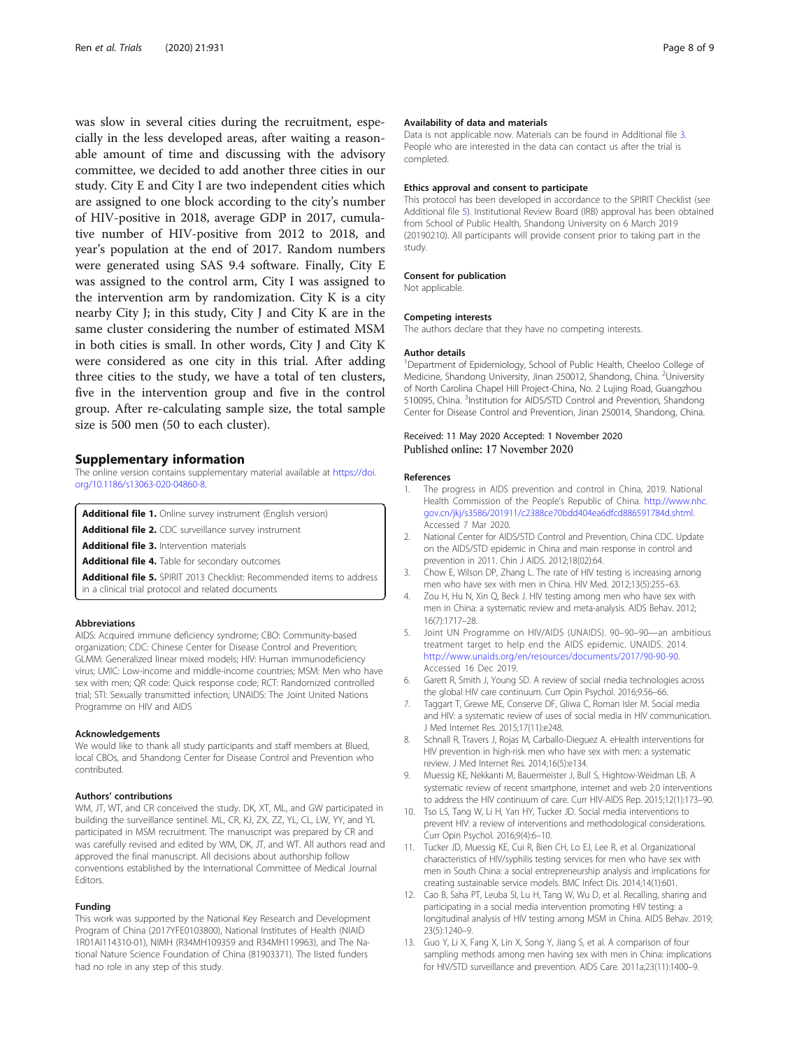was slow in several cities during the recruitment, especially in the less developed areas, after waiting a reasonable amount of time and discussing with the advisory committee, we decided to add another three cities in our study. City E and City I are two independent cities which are assigned to one block according to the city's number of HIV-positive in 2018, average GDP in 2017, cumulative number of HIV-positive from 2012 to 2018, and year's population at the end of 2017. Random numbers were generated using SAS 9.4 software. Finally, City E was assigned to the control arm, City I was assigned to the intervention arm by randomization. City K is a city nearby City J; in this study, City J and City K are in the same cluster considering the number of estimated MSM in both cities is small. In other words, City J and City K were considered as one city in this trial. After adding three cities to the study, we have a total of ten clusters, five in the intervention group and five in the control group. After re-calculating sample size, the total sample size is 500 men (50 to each cluster).

## Supplementary information

The online version contains supplementary material available at https://doi.org/10.1186/s13063-020-04860-8.

**Additional file 1.** Online survey instrument (English version)

**Additional file 2.** CDC surveillance survey instrument

**Additional file 3.** Intervention materials

**Additional file 4.** Table for secondary outcomes

**Additional file 5.** SPIRIT 2013 Checklist: Recommended items to address in a clinical trial protocol and related documents

#### Abbreviations

AIDS: Acquired immune deficiency syndrome; CBO: Community-based organization; CDC: Chinese Center for Disease Control and Prevention; GLMM: Generalized linear mixed models; HIV: Human immunodeficiency virus; LMIC: Low-income and middle-income countries; MSM: Men who have sex with men; QR code: Quick response code; RCT: Randomized controlled trial; STI: Sexually transmitted infection; UNAIDS: The Joint United Nations Programme on HIV and AIDS

#### Acknowledgements

We would like to thank all study participants and staff members at Blued, local CBOs, and Shandong Center for Disease Control and Prevention who contributed.

#### Authors' contributions

WM, JT, WT, and CR conceived the study. DK, XT, ML, and GW participated in building the surveillance sentinel. ML, CR, KJ, ZX, ZZ, YL, CL, LW, YY, and YL participated in MSM recruitment. The manuscript was prepared by CR and was carefully revised and edited by WM, DK, JT, and WT. All authors read and approved the final manuscript. All decisions about authorship follow conventions established by the International Committee of Medical Journal Editors.

#### Funding

This work was supported by the National Key Research and Development Program of China (2017YFE0103800), National Institutes of Health (NIAID 1R01AI114310-01), NIMH (R34MH109359 and R34MH119963), and The National Nature Science Foundation of China (81903371). The listed funders had no role in any step of this study.

#### Availability of data and materials

Data is not applicable now. Materials can be found in Additional file 3. People who are interested in the data can contact us after the trial is completed.

#### Ethics approval and consent to participate

This protocol has been developed in accordance to the SPIRIT Checklist (see Additional file 5). Institutional Review Board (IRB) approval has been obtained from School of Public Health, Shandong University on 6 March 2019 (20190210). All participants will provide consent prior to taking part in the study.

#### Consent for publication

Not applicable.

#### Competing interests

The authors declare that they have no competing interests.

#### Author details

[1]Department of Epidemiology, School of Public Health, Cheeloo College of Medicine, Shandong University, Jinan 250012, Shandong, China. [2]University of North Carolina Chapel Hill Project-China, No. 2 Lujing Road, Guangzhou 510095, China. [3]Institution for AIDS/STD Control and Prevention, Shandong Center for Disease Control and Prevention, Jinan 250014, Shandong, China.

Received: 11 May 2020 Accepted: 1 November 2020
Published online: 17 November 2020

#### References

1. The progress in AIDS prevention and control in China, 2019. National Health Commission of the People's Republic of China. http://www.nhc.gov.cn/jkj/s3586/201911/c2388ce70bdd404ea6dfcd886591784d.shtml. Accessed 7 Mar 2020.
2. National Center for AIDS/STD Control and Prevention, China CDC. Update on the AIDS/STD epidemic in China and main response in control and prevention in 2011. Chin J AIDS. 2012;18(02):64.
3. Chow E, Wilson DP, Zhang L. The rate of HIV testing is increasing among men who have sex with men in China. HIV Med. 2012;13(5):255–63.
4. Zou H, Hu N, Xin Q, Beck J. HIV testing among men who have sex with men in China: a systematic review and meta-analysis. AIDS Behav. 2012; 16(7):1717–28.
5. Joint UN Programme on HIV/AIDS (UNAIDS). 90–90–90—an ambitious treatment target to help end the AIDS epidemic. UNAIDS. 2014. http://www.unaids.org/en/resources/documents/2017/90-90-90. Accessed 16 Dec 2019.
6. Garett R, Smith J, Young SD. A review of social media technologies across the global HIV care continuum. Curr Opin Psychol. 2016;9:56–66.
7. Taggart T, Grewe ME, Conserve DF, Gliwa C, Roman Isler M. Social media and HIV: a systematic review of uses of social media in HIV communication. J Med Internet Res. 2015;17(11):e248.
8. Schnall R, Travers J, Rojas M, Carballo-Dieguez A. eHealth interventions for HIV prevention in high-risk men who have sex with men: a systematic review. J Med Internet Res. 2014;16(5):e134.
9. Muessig KE, Nekkanti M, Bauermeister J, Bull S, Hightow-Weidman LB. A systematic review of recent smartphone, internet and web 2.0 interventions to address the HIV continuum of care. Curr HIV-AIDS Rep. 2015;12(1):173–90.
10. Tso LS, Tang W, Li H, Yan HY, Tucker JD. Social media interventions to prevent HIV: a review of interventions and methodological considerations. Curr Opin Psychol. 2016;9(4):6–10.
11. Tucker JD, Muessig KE, Cui R, Bien CH, Lo EJ, Lee R, et al. Organizational characteristics of HIV/syphilis testing services for men who have sex with men in South China: a social entrepreneurship analysis and implications for creating sustainable service models. BMC Infect Dis. 2014;14(1):601.
12. Cao B, Saha PT, Leuba SI, Lu H, Tang W, Wu D, et al. Recalling, sharing and participating in a social media intervention promoting HIV testing: a longitudinal analysis of HIV testing among MSM in China. AIDS Behav. 2019; 23(5):1240–9.
13. Guo Y, Li X, Fang X, Lin X, Song Y, Jiang S, et al. A comparison of four sampling methods among men having sex with men in China: implications for HIV/STD surveillance and prevention. AIDS Care. 2011a;23(11):1400–9.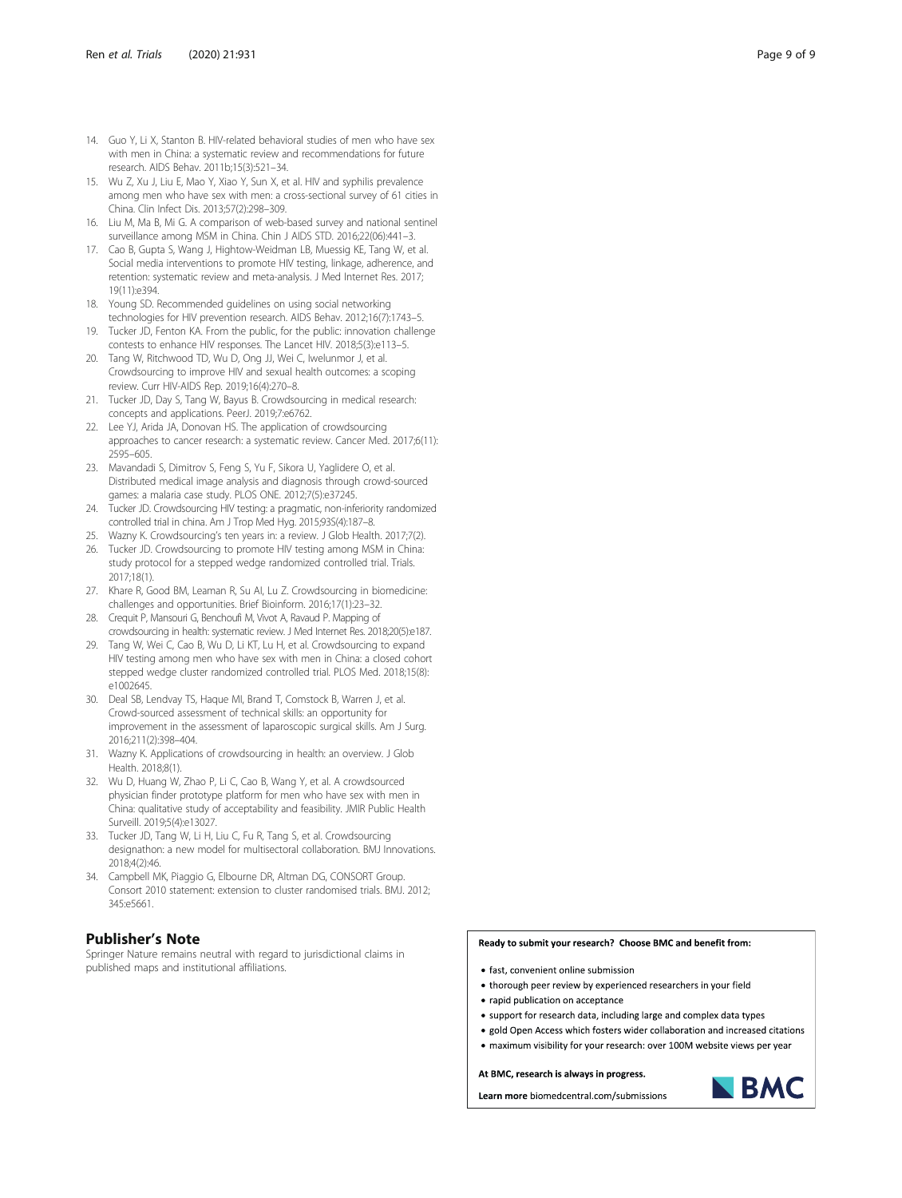14. Guo Y, Li X, Stanton B. HIV-related behavioral studies of men who have sex with men in China: a systematic review and recommendations for future research. AIDS Behav. 2011b;15(3):521–34.
15. Wu Z, Xu J, Liu E, Mao Y, Xiao Y, Sun X, et al. HIV and syphilis prevalence among men who have sex with men: a cross-sectional survey of 61 cities in China. Clin Infect Dis. 2013;57(2):298–309.
16. Liu M, Ma B, Mi G. A comparison of web-based survey and national sentinel surveillance among MSM in China. Chin J AIDS STD. 2016;22(06):441–3.
17. Cao B, Gupta S, Wang J, Hightow-Weidman LB, Muessig KE, Tang W, et al. Social media interventions to promote HIV testing, linkage, adherence, and retention: systematic review and meta-analysis. J Med Internet Res. 2017; 19(11):e394.
18. Young SD. Recommended guidelines on using social networking technologies for HIV prevention research. AIDS Behav. 2012;16(7):1743–5.
19. Tucker JD, Fenton KA. From the public, for the public: innovation challenge contests to enhance HIV responses. The Lancet HIV. 2018;5(3):e113–5.
20. Tang W, Ritchwood TD, Wu D, Ong JJ, Wei C, Iwelunmor J, et al. Crowdsourcing to improve HIV and sexual health outcomes: a scoping review. Curr HIV-AIDS Rep. 2019;16(4):270–8.
21. Tucker JD, Day S, Tang W, Bayus B. Crowdsourcing in medical research: concepts and applications. PeerJ. 2019;7:e6762.
22. Lee YJ, Arida JA, Donovan HS. The application of crowdsourcing approaches to cancer research: a systematic review. Cancer Med. 2017;6(11): 2595–605.
23. Mavandadi S, Dimitrov S, Feng S, Yu F, Sikora U, Yaglidere O, et al. Distributed medical image analysis and diagnosis through crowd-sourced games: a malaria case study. PLOS ONE. 2012;7(5):e37245.
24. Tucker JD. Crowdsourcing HIV testing: a pragmatic, non-inferiority randomized controlled trial in china. Am J Trop Med Hyg. 2015;93S(4):187–8.
25. Wazny K. Crowdsourcing's ten years in: a review. J Glob Health. 2017;7(2).
26. Tucker JD. Crowdsourcing to promote HIV testing among MSM in China: study protocol for a stepped wedge randomized controlled trial. Trials. 2017;18(1).
27. Khare R, Good BM, Leaman R, Su AI, Lu Z. Crowdsourcing in biomedicine: challenges and opportunities. Brief Bioinform. 2016;17(1):23–32.
28. Crequit P, Mansouri G, Benchoufi M, Vivot A, Ravaud P. Mapping of crowdsourcing in health: systematic review. J Med Internet Res. 2018;20(5):e187.
29. Tang W, Wei C, Cao B, Wu D, Li KT, Lu H, et al. Crowdsourcing to expand HIV testing among men who have sex with men in China: a closed cohort stepped wedge cluster randomized controlled trial. PLOS Med. 2018;15(8): e1002645.
30. Deal SB, Lendvay TS, Haque MI, Brand T, Comstock B, Warren J, et al. Crowd-sourced assessment of technical skills: an opportunity for improvement in the assessment of laparoscopic surgical skills. Am J Surg. 2016;211(2):398–404.
31. Wazny K. Applications of crowdsourcing in health: an overview. J Glob Health. 2018;8(1).
32. Wu D, Huang W, Zhao P, Li C, Cao B, Wang Y, et al. A crowdsourced physician finder prototype platform for men who have sex with men in China: qualitative study of acceptability and feasibility. JMIR Public Health Surveill. 2019;5(4):e13027.
33. Tucker JD, Tang W, Li H, Liu C, Fu R, Tang S, et al. Crowdsourcing designathon: a new model for multisectoral collaboration. BMJ Innovations. 2018;4(2):46.
34. Campbell MK, Piaggio G, Elbourne DR, Altman DG, CONSORT Group. Consort 2010 statement: extension to cluster randomised trials. BMJ. 2012; 345:e5661.

## Publisher's Note

Springer Nature remains neutral with regard to jurisdictional claims in published maps and institutional affiliations.

**Ready to submit your research? Choose BMC and benefit from:**

- fast, convenient online submission
- thorough peer review by experienced researchers in your field
- rapid publication on acceptance
- support for research data, including large and complex data types
- gold Open Access which fosters wider collaboration and increased citations
- maximum visibility for your research: over 100M website views per year

**At BMC, research is always in progress.**

**Learn more** biomedcentral.com/submissions

BMC